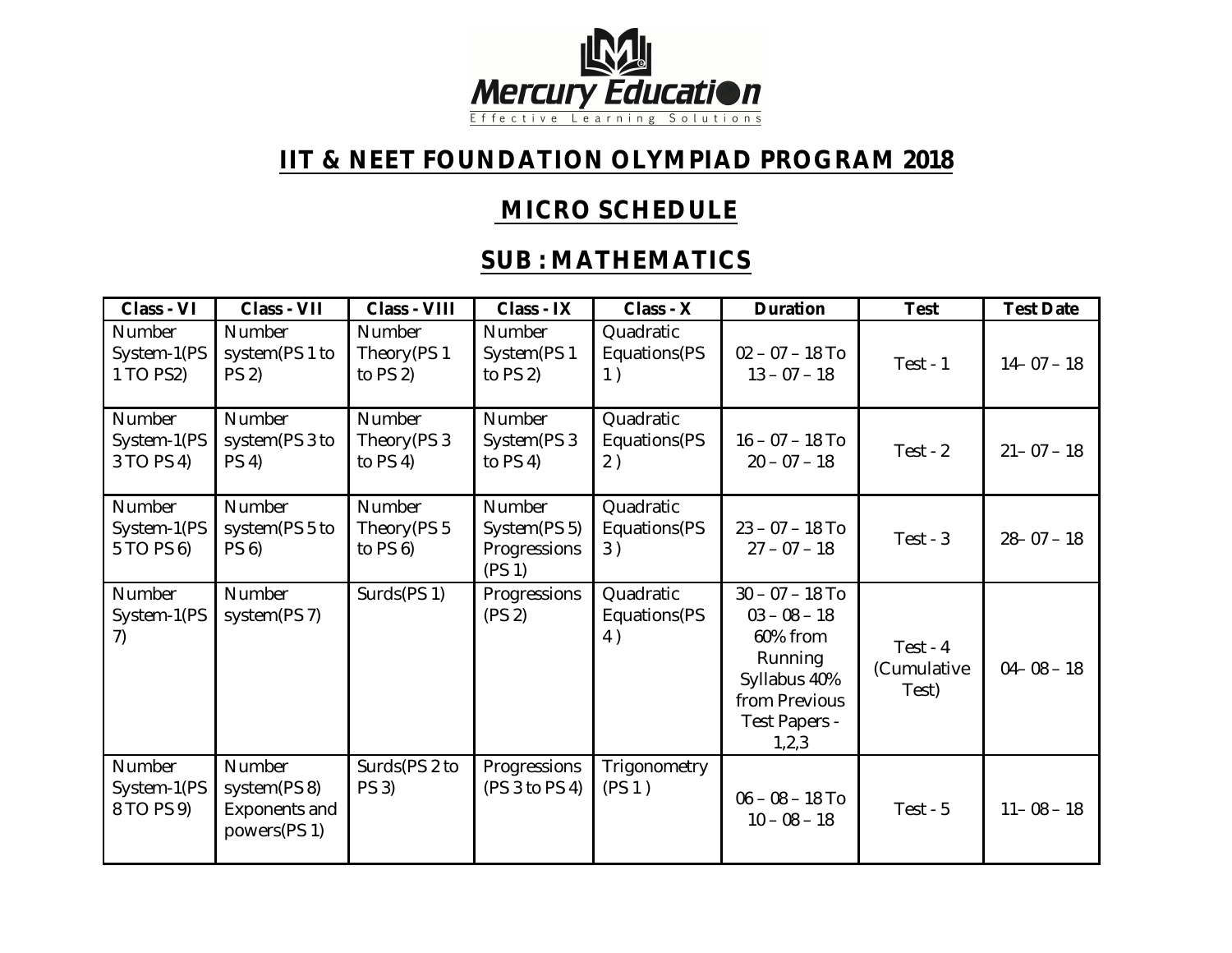Mercury Education

Effective Learning Solutions

# IIT & NEET FOUNDATION OLYMPIAD PROGRAM 2018

## MICRO SCHEDULE

## SUB : MATHEMATICS

| Class - VI | Class - VII | Class - VIII | Class - IX | Class - X | Duration | Test | Test Date |
|---|---|---|---|---|---|---|---|
| Number System-1(PS 1 TO PS2) | Number system(PS 1 to PS 2) | Number Theory(PS 1 to PS 2) | Number System(PS 1 to PS 2) | Quadratic Equations(PS 1 ) | 02 – 07 – 18 To 13 – 07 – 18 | Test - 1 | 14– 07 – 18 |
| Number System-1(PS 3 TO PS 4) | Number system(PS 3 to PS 4) | Number Theory(PS 3 to PS 4) | Number System(PS 3 to PS 4) | Quadratic Equations(PS 2 ) | 16 – 07 – 18 To 20 – 07 – 18 | Test - 2 | 21– 07 – 18 |
| Number System-1(PS 5 TO PS 6) | Number system(PS 5 to PS 6) | Number Theory(PS 5 to PS 6) | Number System(PS 5) Progressions (PS 1) | Quadratic Equations(PS 3 ) | 23 – 07 – 18 To 27 – 07 – 18 | Test - 3 | 28– 07 – 18 |
| Number System-1(PS 7) | Number system(PS 7) | Surds(PS 1) | Progressions (PS 2) | Quadratic Equations(PS 4 ) | 30 – 07 – 18 To 03 – 08 – 18 60% from Running Syllabus 40% from Previous Test Papers - 1,2,3 | Test - 4 (Cumulative Test) | 04– 08 – 18 |
| Number System-1(PS 8 TO PS 9) | Number system(PS 8) Exponents and powers(PS 1) | Surds(PS 2 to PS 3) | Progressions (PS 3 to PS 4) | Trigonometry (PS 1 ) | 06 – 08 – 18 To 10 – 08 – 18 | Test - 5 | 11– 08 – 18 |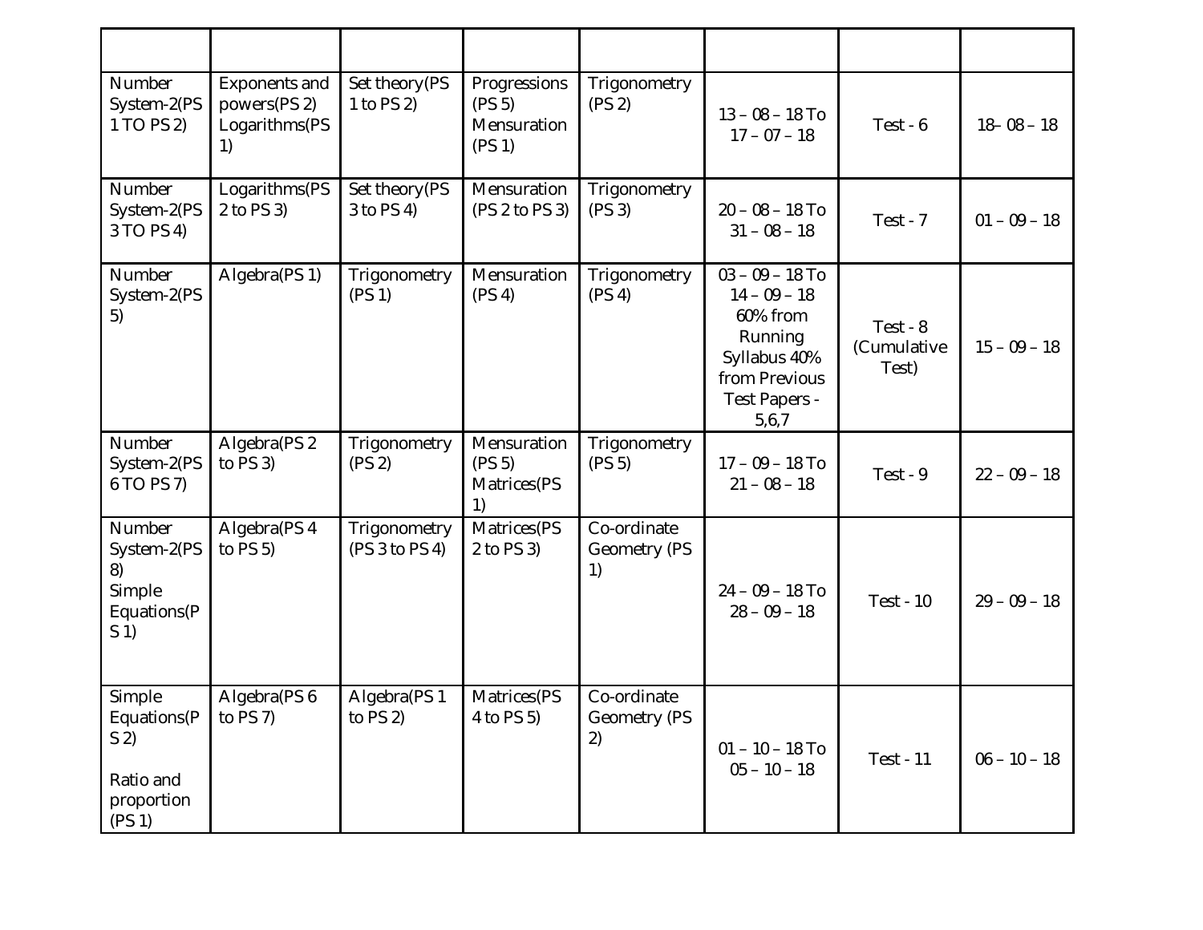| | | | | | | | |
|---|---|---|---|---|---|---|---|
| Number System-2(PS 1 TO PS 2) | Exponents and powers(PS 2) Logarithms(PS 1) | Set theory(PS 1 to PS 2) | Progressions (PS 5) Mensuration (PS 1) | Trigonometry (PS 2) | 13 – 08 – 18 To 17 – 07 – 18 | Test - 6 | 18– 08 – 18 |
| Number System-2(PS 3 TO PS 4) | Logarithms(PS 2 to PS 3) | Set theory(PS 3 to PS 4) | Mensuration (PS 2 to PS 3) | Trigonometry (PS 3) | 20 – 08 – 18 To 31 – 08 – 18 | Test - 7 | 01 – 09 – 18 |
| Number System-2(PS 5) | Algebra(PS 1) | Trigonometry (PS 1) | Mensuration (PS 4) | Trigonometry (PS 4) | 03 – 09 – 18 To 14 – 09 – 18 60% from Running Syllabus 40% from Previous Test Papers - 5,6,7 | Test - 8 (Cumulative Test) | 15 – 09 – 18 |
| Number System-2(PS 6 TO PS 7) | Algebra(PS 2 to PS 3) | Trigonometry (PS 2) | Mensuration (PS 5) Matrices(PS 1) | Trigonometry (PS 5) | 17 – 09 – 18 To 21 – 08 – 18 | Test - 9 | 22 – 09 – 18 |
| Number System-2(PS 8) Simple Equations(PS 1) | Algebra(PS 4 to PS 5) | Trigonometry (PS 3 to PS 4) | Matrices(PS 2 to PS 3) | Co-ordinate Geometry (PS 1) | 24 – 09 – 18 To 28 – 09 – 18 | Test - 10 | 29 – 09 – 18 |
| Simple Equations(PS 2) Ratio and proportion (PS 1) | Algebra(PS 6 to PS 7) | Algebra(PS 1 to PS 2) | Matrices(PS 4 to PS 5) | Co-ordinate Geometry (PS 2) | 01 – 10 – 18 To 05 – 10 – 18 | Test - 11 | 06 – 10 – 18 |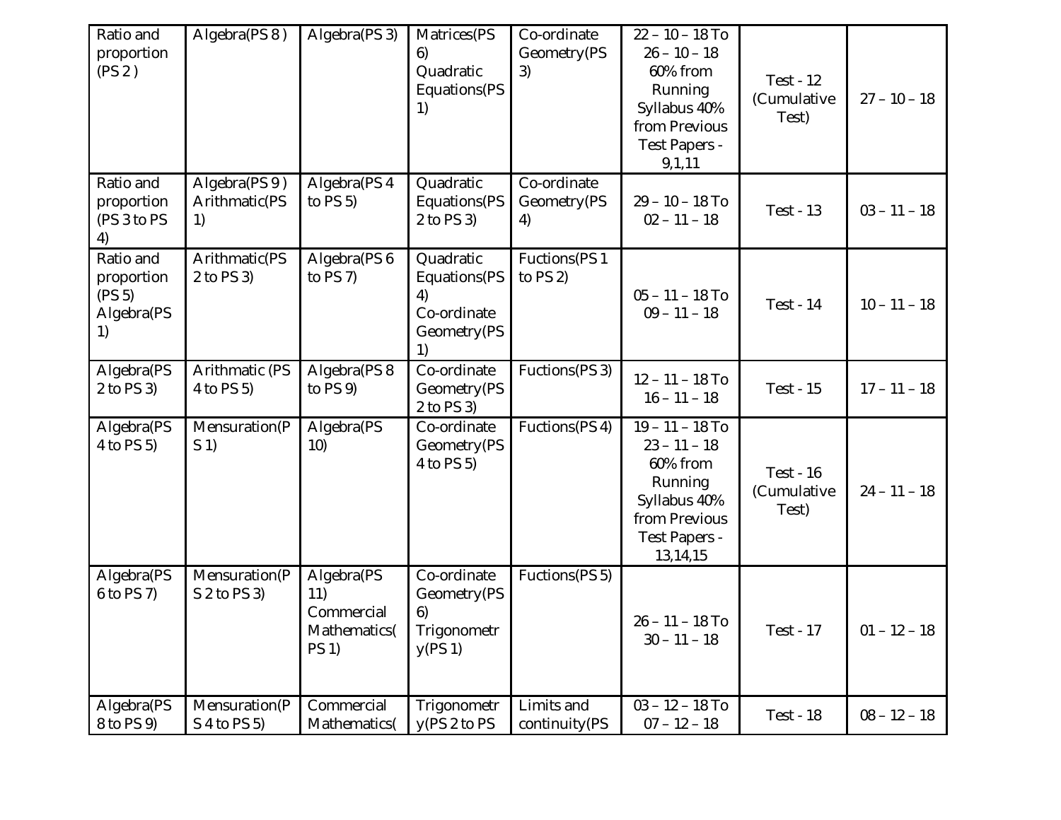| | | | | | | | |
|---|---|---|---|---|---|---|---|
| Ratio and proportion (PS 2 ) | Algebra(PS 8 ) | Algebra(PS 3) | Matrices(PS 6) Quadratic Equations(PS 1) | Co-ordinate Geometry(PS 3) | 22 – 10 – 18 To 26 – 10 – 18 60% from Running Syllabus 40% from Previous Test Papers - 9,1,11 | Test - 12 (Cumulative Test) | 27 – 10 – 18 |
| Ratio and proportion (PS 3 to PS 4) | Algebra(PS 9 ) Arithmatic(PS 1) | Algebra(PS 4 to PS 5) | Quadratic Equations(PS 2 to PS 3) | Co-ordinate Geometry(PS 4) | 29 – 10 – 18 To 02 – 11 – 18 | Test - 13 | 03 – 11 – 18 |
| Ratio and proportion (PS 5) Algebra(PS 1) | Arithmatic(PS 2 to PS 3) | Algebra(PS 6 to PS 7) | Quadratic Equations(PS 4) Co-ordinate Geometry(PS 1) | Fuctions(PS 1 to PS 2) | 05 – 11 – 18 To 09 – 11 – 18 | Test - 14 | 10 – 11 – 18 |
| Algebra(PS 2 to PS 3) | Arithmatic (PS 4 to PS 5) | Algebra(PS 8 to PS 9) | Co-ordinate Geometry(PS 2 to PS 3) | Fuctions(PS 3) | 12 – 11 – 18 To 16 – 11 – 18 | Test - 15 | 17 – 11 – 18 |
| Algebra(PS 4 to PS 5) | Mensuration(PS 1) | Algebra(PS 10) | Co-ordinate Geometry(PS 4 to PS 5) | Fuctions(PS 4) | 19 – 11 – 18 To 23 – 11 – 18 60% from Running Syllabus 40% from Previous Test Papers - 13,14,15 | Test - 16 (Cumulative Test) | 24 – 11 – 18 |
| Algebra(PS 6 to PS 7) | Mensuration(PS 2 to PS 3) | Algebra(PS 11) Commercial Mathematics(PS 1) | Co-ordinate Geometry(PS 6) Trigonometry(PS 1) | Fuctions(PS 5) | 26 – 11 – 18 To 30 – 11 – 18 | Test - 17 | 01 – 12 – 18 |
| Algebra(PS 8 to PS 9) | Mensuration(PS 4 to PS 5) | Commercial Mathematics( | Trigonometry(PS 2 to PS | Limits and continuity(PS | 03 – 12 – 18 To 07 – 12 – 18 | Test - 18 | 08 – 12 – 18 |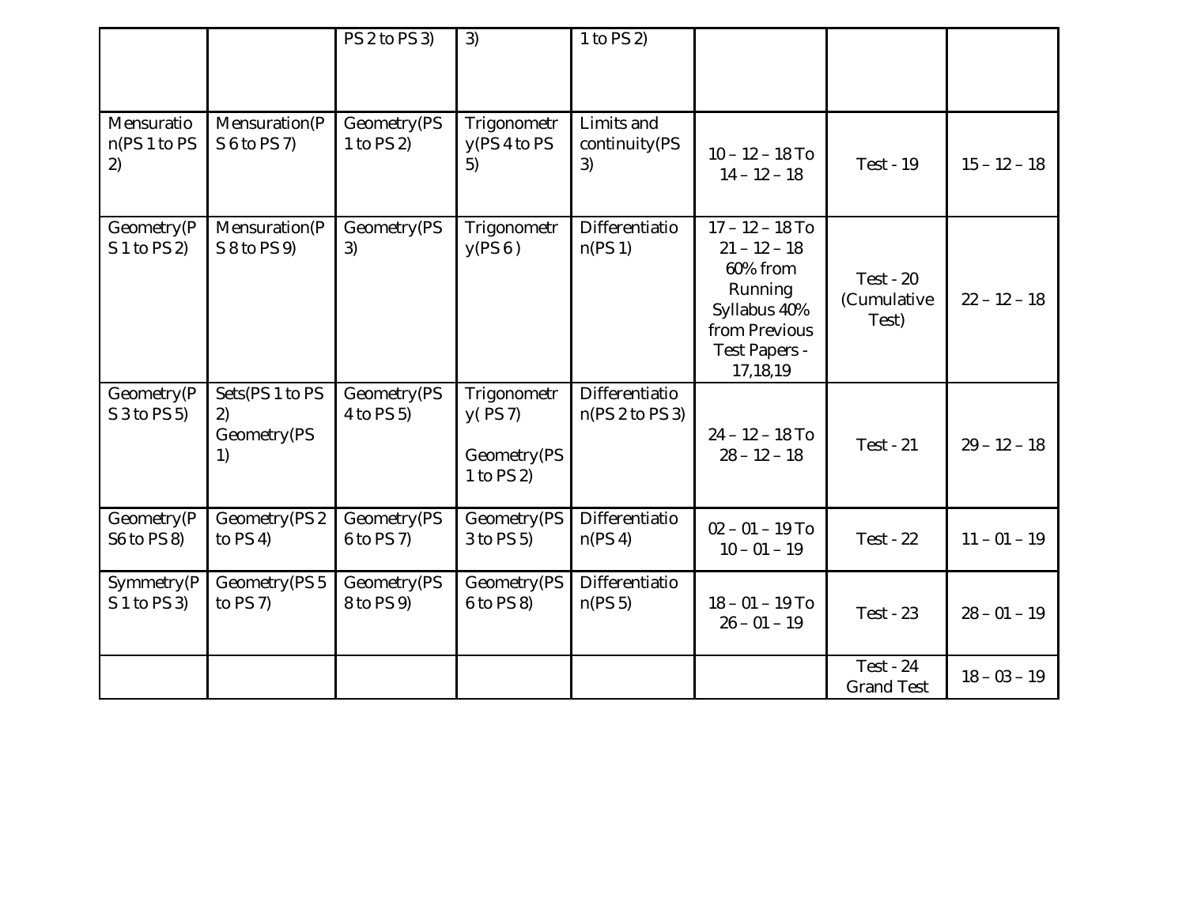| | | | | | | | |
|---|---|---|---|---|---|---|---|
| | | PS 2 to PS 3) | 3) | 1 to PS 2) | | | |
| Mensuration(PS 1 to PS 2) | Mensuration(PS 6 to PS 7) | Geometry(PS 1 to PS 2) | Trigonometry(PS 4 to PS 5) | Limits and continuity(PS 3) | 10 – 12 – 18 To 14 – 12 – 18 | Test - 19 | 15 – 12 – 18 |
| Geometry(PS 1 to PS 2) | Mensuration(PS 8 to PS 9) | Geometry(PS 3) | Trigonometry(PS 6 ) | Differentiation(PS 1) | 17 – 12 – 18 To 21 – 12 – 18 60% from Running Syllabus 40% from Previous Test Papers - 17,18,19 | Test - 20 (Cumulative Test) | 22 – 12 – 18 |
| Geometry(PS 3 to PS 5) | Sets(PS 1 to PS 2) Geometry(PS 1) | Geometry(PS 4 to PS 5) | Trigonometry( PS 7) Geometry(PS 1 to PS 2) | Differentiation(PS 2 to PS 3) | 24 – 12 – 18 To 28 – 12 – 18 | Test - 21 | 29 – 12 – 18 |
| Geometry(PS6 to PS 8) | Geometry(PS 2 to PS 4) | Geometry(PS 6 to PS 7) | Geometry(PS 3 to PS 5) | Differentiation(PS 4) | 02 – 01 – 19 To 10 – 01 – 19 | Test - 22 | 11 – 01 – 19 |
| Symmetry(PS 1 to PS 3) | Geometry(PS 5 to PS 7) | Geometry(PS 8 to PS 9) | Geometry(PS 6 to PS 8) | Differentiation(PS 5) | 18 – 01 – 19 To 26 – 01 – 19 | Test - 23 | 28 – 01 – 19 |
| | | | | | | Test - 24 Grand Test | 18 – 03 – 19 |